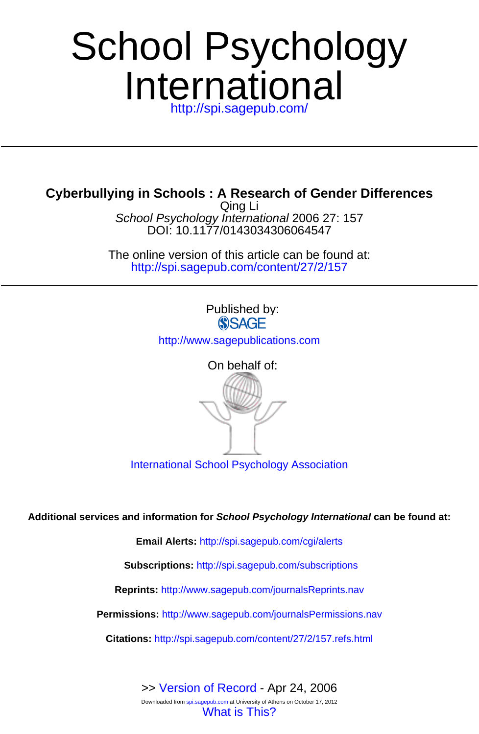# School Psychology International

http://spi.sagepub.com/

---

## Cyberbullying in Schools : A Research of Gender Differences

Qing Li

*School Psychology International* 2006 27: 157

DOI: 10.1177/0143034306064547

The online version of this article can be found at:

http://spi.sagepub.com/content/27/2/157

---

Published by:

SAGE

http://www.sagepublications.com

On behalf of:

International School Psychology Association

**Additional services and information for *School Psychology International* can be found at:**

**Email Alerts:** http://spi.sagepub.com/cgi/alerts

**Subscriptions:** http://spi.sagepub.com/subscriptions

**Reprints:** http://www.sagepub.com/journalsReprints.nav

**Permissions:** http://www.sagepub.com/journalsPermissions.nav

**Citations:** http://spi.sagepub.com/content/27/2/157.refs.html

>> Version of Record - Apr 24, 2006

What is This?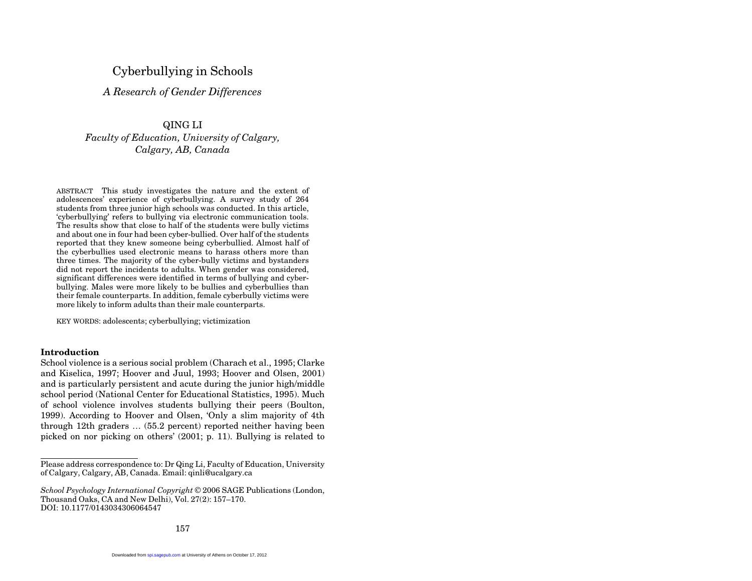# Cyberbullying in Schools

## *A Research of Gender Differences*

QING LI

*Faculty of Education, University of Calgary, Calgary, AB, Canada*

ABSTRACT This study investigates the nature and the extent of adolescences' experience of cyberbullying. A survey study of 264 students from three junior high schools was conducted. In this article, 'cyberbullying' refers to bullying via electronic communication tools. The results show that close to half of the students were bully victims and about one in four had been cyber-bullied. Over half of the students reported that they knew someone being cyberbullied. Almost half of the cyberbullies used electronic means to harass others more than three times. The majority of the cyber-bully victims and bystanders did not report the incidents to adults. When gender was considered, significant differences were identified in terms of bullying and cyberbullying. Males were more likely to be bullies and cyberbullies than their female counterparts. In addition, female cyberbully victims were more likely to inform adults than their male counterparts.

KEY WORDS: adolescents; cyberbullying; victimization

### Introduction

School violence is a serious social problem (Charach et al., 1995; Clarke and Kiselica, 1997; Hoover and Juul, 1993; Hoover and Olsen, 2001) and is particularly persistent and acute during the junior high/middle school period (National Center for Educational Statistics, 1995). Much of school violence involves students bullying their peers (Boulton, 1999). According to Hoover and Olsen, 'Only a slim majority of 4th through 12th graders … (55.2 percent) reported neither having been picked on nor picking on others' (2001; p. 11). Bullying is related to

Please address correspondence to: Dr Qing Li, Faculty of Education, University of Calgary, Calgary, AB, Canada. Email: qinli@ucalgary.ca

*School Psychology International Copyright* © 2006 SAGE Publications (London, Thousand Oaks, CA and New Delhi), Vol. 27(2): 157–170. DOI: 10.1177/0143034306064547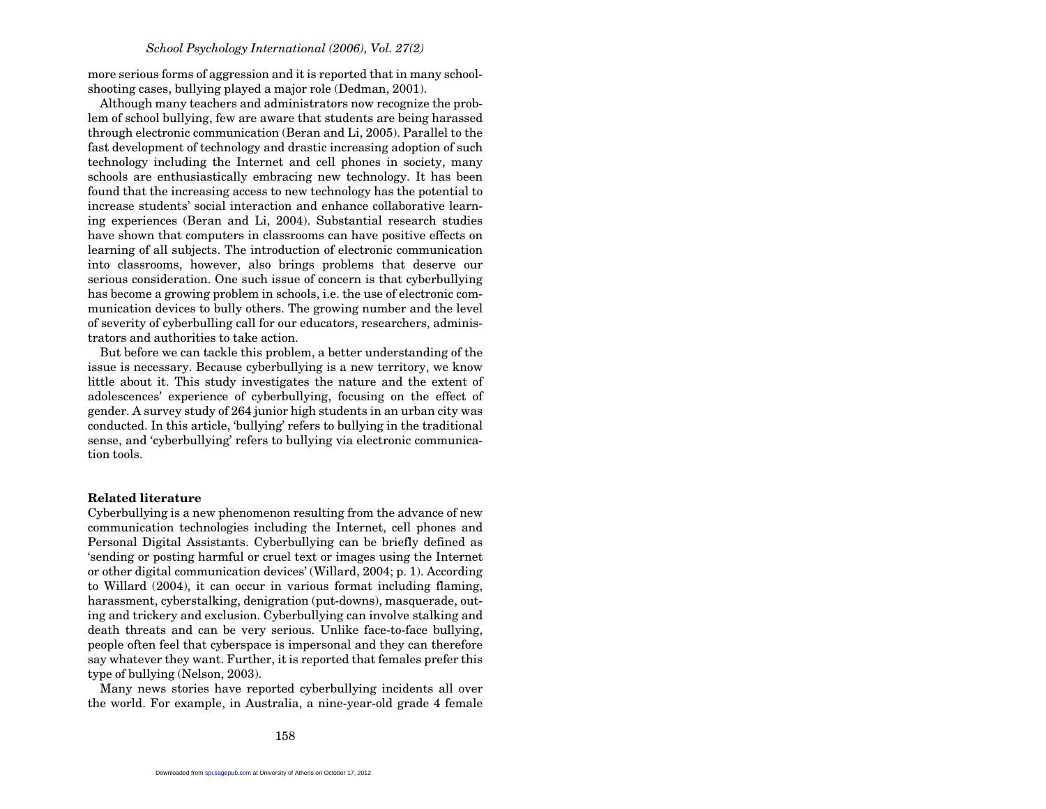more serious forms of aggression and it is reported that in many school-shooting cases, bullying played a major role (Dedman, 2001).

Although many teachers and administrators now recognize the problem of school bullying, few are aware that students are being harassed through electronic communication (Beran and Li, 2005). Parallel to the fast development of technology and drastic increasing adoption of such technology including the Internet and cell phones in society, many schools are enthusiastically embracing new technology. It has been found that the increasing access to new technology has the potential to increase students' social interaction and enhance collaborative learning experiences (Beran and Li, 2004). Substantial research studies have shown that computers in classrooms can have positive effects on learning of all subjects. The introduction of electronic communication into classrooms, however, also brings problems that deserve our serious consideration. One such issue of concern is that cyberbullying has become a growing problem in schools, i.e. the use of electronic communication devices to bully others. The growing number and the level of severity of cyberbulling call for our educators, researchers, administrators and authorities to take action.

But before we can tackle this problem, a better understanding of the issue is necessary. Because cyberbullying is a new territory, we know little about it. This study investigates the nature and the extent of adolescences' experience of cyberbullying, focusing on the effect of gender. A survey study of 264 junior high students in an urban city was conducted. In this article, 'bullying' refers to bullying in the traditional sense, and 'cyberbullying' refers to bullying via electronic communication tools.

## Related literature

Cyberbullying is a new phenomenon resulting from the advance of new communication technologies including the Internet, cell phones and Personal Digital Assistants. Cyberbullying can be briefly defined as 'sending or posting harmful or cruel text or images using the Internet or other digital communication devices' (Willard, 2004; p. 1). According to Willard (2004), it can occur in various format including flaming, harassment, cyberstalking, denigration (put-downs), masquerade, outing and trickery and exclusion. Cyberbullying can involve stalking and death threats and can be very serious. Unlike face-to-face bullying, people often feel that cyberspace is impersonal and they can therefore say whatever they want. Further, it is reported that females prefer this type of bullying (Nelson, 2003).

Many news stories have reported cyberbullying incidents all over the world. For example, in Australia, a nine-year-old grade 4 female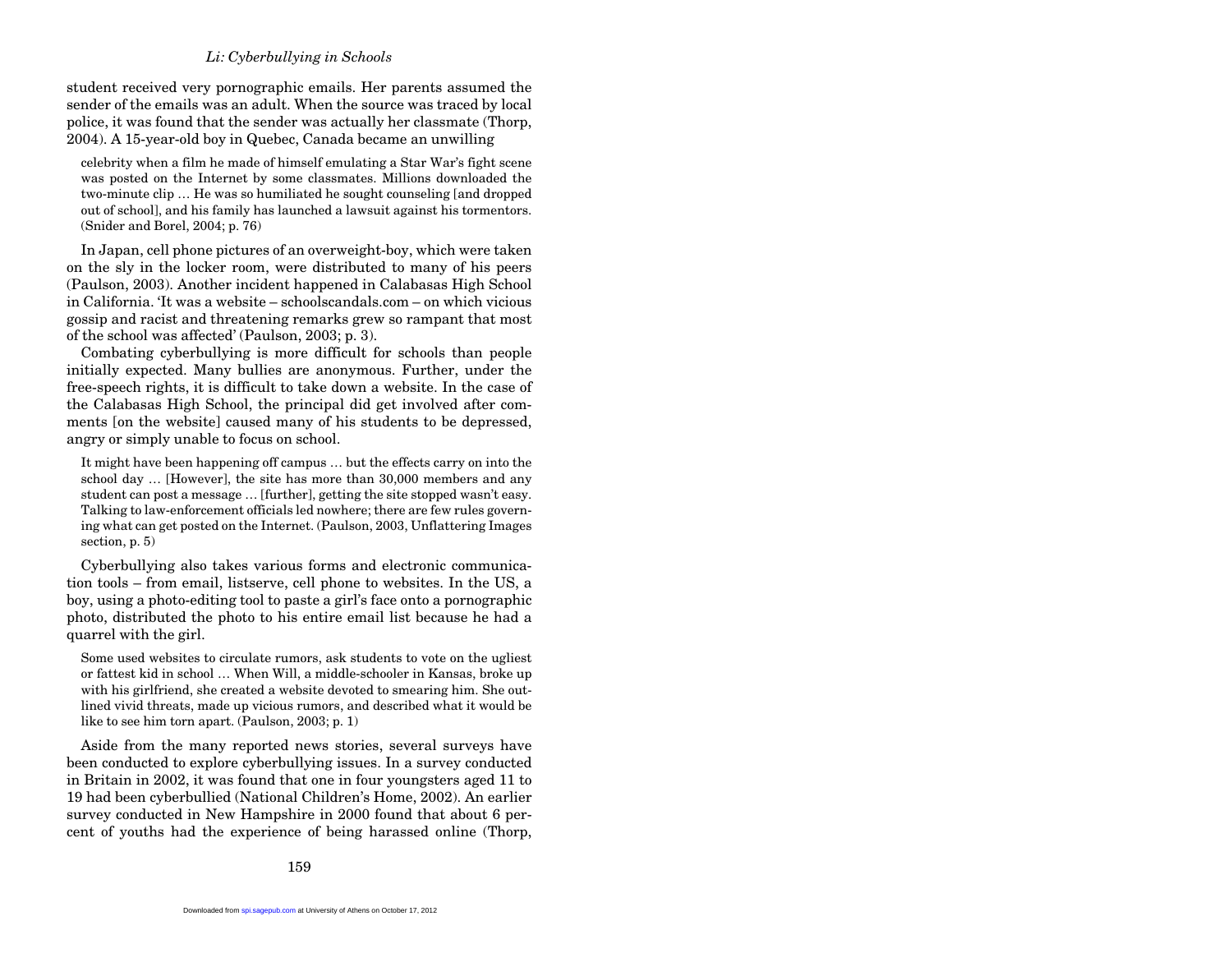student received very pornographic emails. Her parents assumed the sender of the emails was an adult. When the source was traced by local police, it was found that the sender was actually her classmate (Thorp, 2004). A 15-year-old boy in Quebec, Canada became an unwilling

> celebrity when a film he made of himself emulating a Star War's fight scene was posted on the Internet by some classmates. Millions downloaded the two-minute clip … He was so humiliated he sought counseling [and dropped out of school], and his family has launched a lawsuit against his tormentors. (Snider and Borel, 2004; p. 76)

In Japan, cell phone pictures of an overweight-boy, which were taken on the sly in the locker room, were distributed to many of his peers (Paulson, 2003). Another incident happened in Calabasas High School in California. 'It was a website – schoolscandals.com – on which vicious gossip and racist and threatening remarks grew so rampant that most of the school was affected' (Paulson, 2003; p. 3).

Combating cyberbullying is more difficult for schools than people initially expected. Many bullies are anonymous. Further, under the free-speech rights, it is difficult to take down a website. In the case of the Calabasas High School, the principal did get involved after comments [on the website] caused many of his students to be depressed, angry or simply unable to focus on school.

> It might have been happening off campus … but the effects carry on into the school day … [However], the site has more than 30,000 members and any student can post a message … [further], getting the site stopped wasn't easy. Talking to law-enforcement officials led nowhere; there are few rules governing what can get posted on the Internet. (Paulson, 2003, Unflattering Images section, p. 5)

Cyberbullying also takes various forms and electronic communication tools – from email, listserve, cell phone to websites. In the US, a boy, using a photo-editing tool to paste a girl's face onto a pornographic photo, distributed the photo to his entire email list because he had a quarrel with the girl.

> Some used websites to circulate rumors, ask students to vote on the ugliest or fattest kid in school … When Will, a middle-schooler in Kansas, broke up with his girlfriend, she created a website devoted to smearing him. She outlined vivid threats, made up vicious rumors, and described what it would be like to see him torn apart. (Paulson, 2003; p. 1)

Aside from the many reported news stories, several surveys have been conducted to explore cyberbullying issues. In a survey conducted in Britain in 2002, it was found that one in four youngsters aged 11 to 19 had been cyberbullied (National Children's Home, 2002). An earlier survey conducted in New Hampshire in 2000 found that about 6 percent of youths had the experience of being harassed online (Thorp,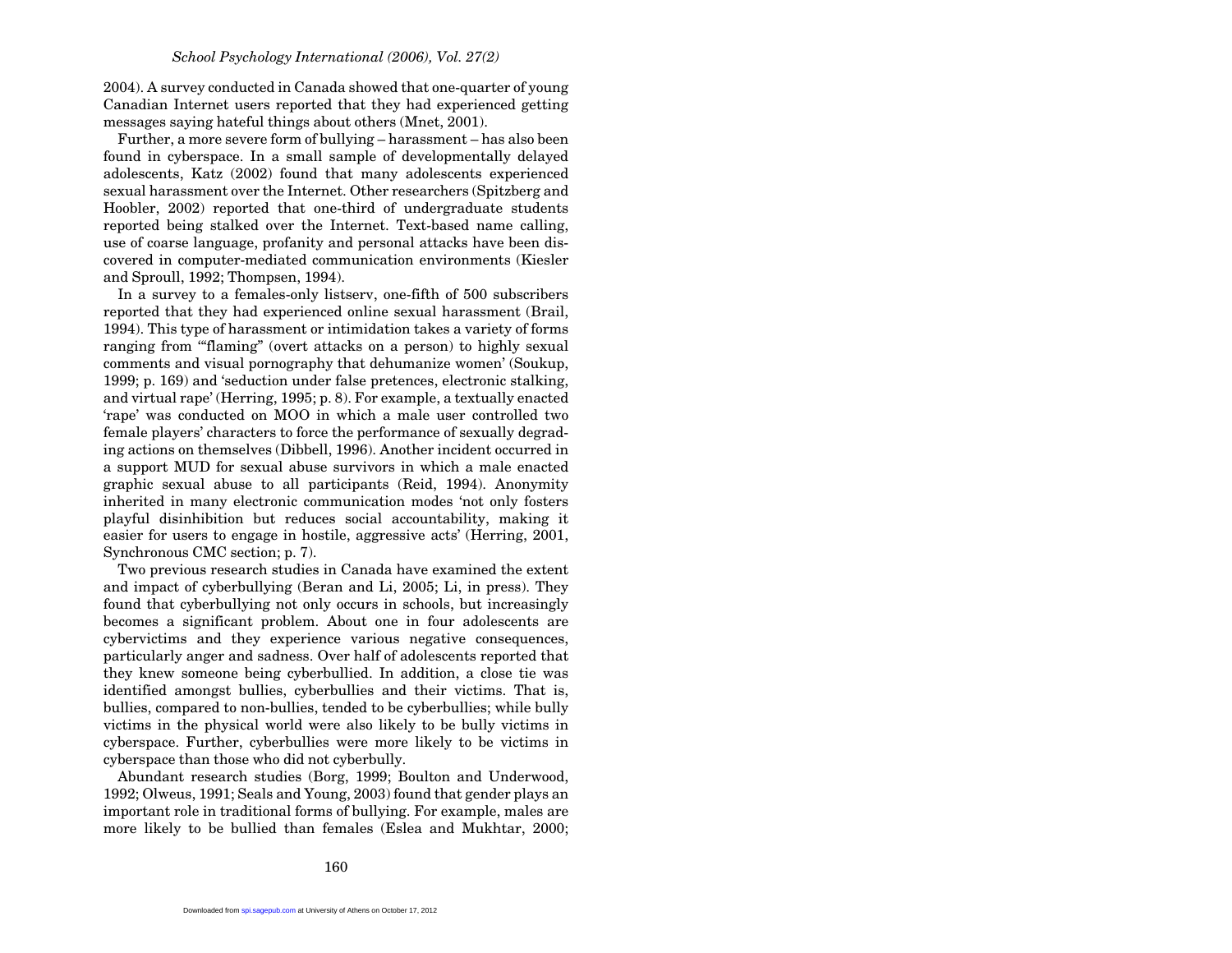2004). A survey conducted in Canada showed that one-quarter of young Canadian Internet users reported that they had experienced getting messages saying hateful things about others (Mnet, 2001).

Further, a more severe form of bullying – harassment – has also been found in cyberspace. In a small sample of developmentally delayed adolescents, Katz (2002) found that many adolescents experienced sexual harassment over the Internet. Other researchers (Spitzberg and Hoobler, 2002) reported that one-third of undergraduate students reported being stalked over the Internet. Text-based name calling, use of coarse language, profanity and personal attacks have been discovered in computer-mediated communication environments (Kiesler and Sproull, 1992; Thompsen, 1994).

In a survey to a females-only listserv, one-fifth of 500 subscribers reported that they had experienced online sexual harassment (Brail, 1994). This type of harassment or intimidation takes a variety of forms ranging from '"flaming" (overt attacks on a person) to highly sexual comments and visual pornography that dehumanize women' (Soukup, 1999; p. 169) and 'seduction under false pretences, electronic stalking, and virtual rape' (Herring, 1995; p. 8). For example, a textually enacted 'rape' was conducted on MOO in which a male user controlled two female players' characters to force the performance of sexually degrading actions on themselves (Dibbell, 1996). Another incident occurred in a support MUD for sexual abuse survivors in which a male enacted graphic sexual abuse to all participants (Reid, 1994). Anonymity inherited in many electronic communication modes 'not only fosters playful disinhibition but reduces social accountability, making it easier for users to engage in hostile, aggressive acts' (Herring, 2001, Synchronous CMC section; p. 7).

Two previous research studies in Canada have examined the extent and impact of cyberbullying (Beran and Li, 2005; Li, in press). They found that cyberbullying not only occurs in schools, but increasingly becomes a significant problem. About one in four adolescents are cybervictims and they experience various negative consequences, particularly anger and sadness. Over half of adolescents reported that they knew someone being cyberbullied. In addition, a close tie was identified amongst bullies, cyberbullies and their victims. That is, bullies, compared to non-bullies, tended to be cyberbullies; while bully victims in the physical world were also likely to be bully victims in cyberspace. Further, cyberbullies were more likely to be victims in cyberspace than those who did not cyberbully.

Abundant research studies (Borg, 1999; Boulton and Underwood, 1992; Olweus, 1991; Seals and Young, 2003) found that gender plays an important role in traditional forms of bullying. For example, males are more likely to be bullied than females (Eslea and Mukhtar, 2000;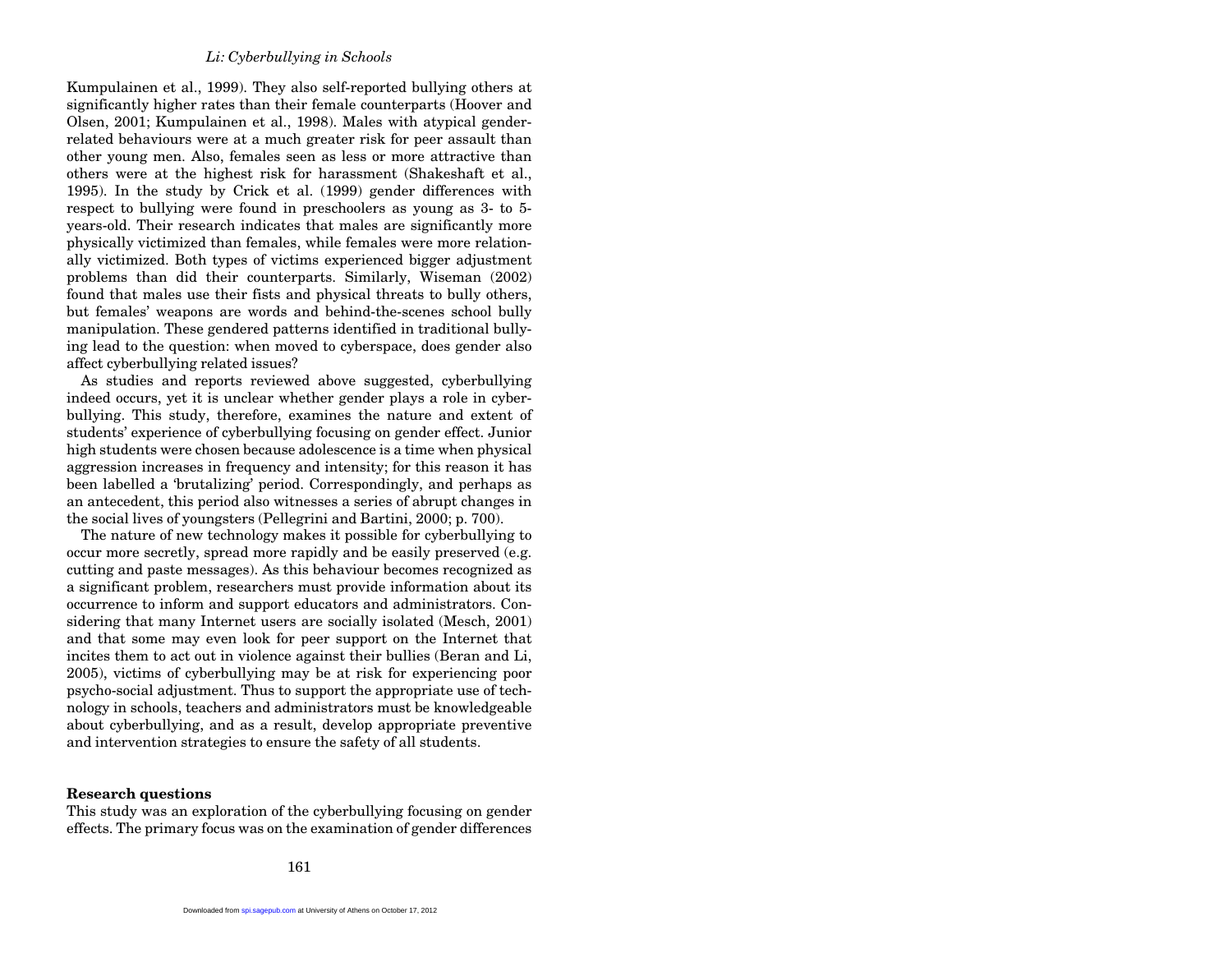Kumpulainen et al., 1999). They also self-reported bullying others at significantly higher rates than their female counterparts (Hoover and Olsen, 2001; Kumpulainen et al., 1998). Males with atypical gender-related behaviours were at a much greater risk for peer assault than other young men. Also, females seen as less or more attractive than others were at the highest risk for harassment (Shakeshaft et al., 1995). In the study by Crick et al. (1999) gender differences with respect to bullying were found in preschoolers as young as 3- to 5-years-old. Their research indicates that males are significantly more physically victimized than females, while females were more relationally victimized. Both types of victims experienced bigger adjustment problems than did their counterparts. Similarly, Wiseman (2002) found that males use their fists and physical threats to bully others, but females' weapons are words and behind-the-scenes school bully manipulation. These gendered patterns identified in traditional bullying lead to the question: when moved to cyberspace, does gender also affect cyberbullying related issues?

As studies and reports reviewed above suggested, cyberbullying indeed occurs, yet it is unclear whether gender plays a role in cyberbullying. This study, therefore, examines the nature and extent of students' experience of cyberbullying focusing on gender effect. Junior high students were chosen because adolescence is a time when physical aggression increases in frequency and intensity; for this reason it has been labelled a 'brutalizing' period. Correspondingly, and perhaps as an antecedent, this period also witnesses a series of abrupt changes in the social lives of youngsters (Pellegrini and Bartini, 2000; p. 700).

The nature of new technology makes it possible for cyberbullying to occur more secretly, spread more rapidly and be easily preserved (e.g. cutting and paste messages). As this behaviour becomes recognized as a significant problem, researchers must provide information about its occurrence to inform and support educators and administrators. Considering that many Internet users are socially isolated (Mesch, 2001) and that some may even look for peer support on the Internet that incites them to act out in violence against their bullies (Beran and Li, 2005), victims of cyberbullying may be at risk for experiencing poor psycho-social adjustment. Thus to support the appropriate use of technology in schools, teachers and administrators must be knowledgeable about cyberbullying, and as a result, develop appropriate preventive and intervention strategies to ensure the safety of all students.

**Research questions**

This study was an exploration of the cyberbullying focusing on gender effects. The primary focus was on the examination of gender differences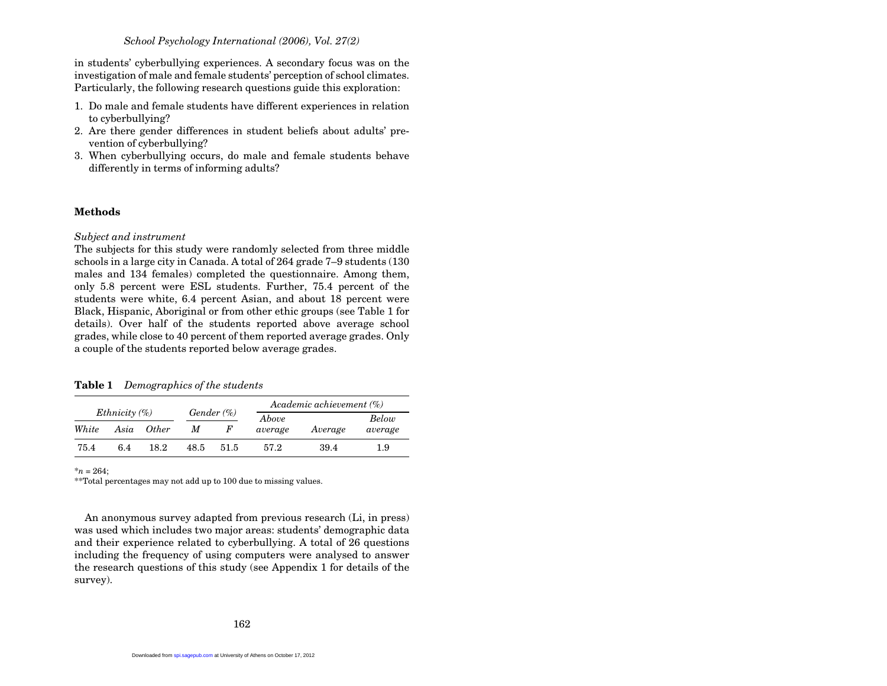in students' cyberbullying experiences. A secondary focus was on the investigation of male and female students' perception of school climates. Particularly, the following research questions guide this exploration:

1. Do male and female students have different experiences in relation to cyberbullying?
2. Are there gender differences in student beliefs about adults' prevention of cyberbullying?
3. When cyberbullying occurs, do male and female students behave differently in terms of informing adults?

## Methods

### *Subject and instrument*

The subjects for this study were randomly selected from three middle schools in a large city in Canada. A total of 264 grade 7–9 students (130 males and 134 females) completed the questionnaire. Among them, only 5.8 percent were ESL students. Further, 75.4 percent of the students were white, 6.4 percent Asian, and about 18 percent were Black, Hispanic, Aboriginal or from other ethic groups (see Table 1 for details). Over half of the students reported above average school grades, while close to 40 percent of them reported average grades. Only a couple of the students reported below average grades.

**Table 1** *Demographics of the students*

| *Ethnicity (%)* | | | *Gender (%)* | | *Academic achievement (%)* | | |
|---|---|---|---|---|---|---|---|
| *White* | *Asia* | *Other* | *M* | *F* | *Above average* | *Average* | *Below average* |
| 75.4 | 6.4 | 18.2 | 48.5 | 51.5 | 57.2 | 39.4 | 1.9 |

*$n$ = 264;
**Total percentages may not add up to 100 due to missing values.

An anonymous survey adapted from previous research (Li, in press) was used which includes two major areas: students' demographic data and their experience related to cyberbullying. A total of 26 questions including the frequency of using computers were analysed to answer the research questions of this study (see Appendix 1 for details of the survey).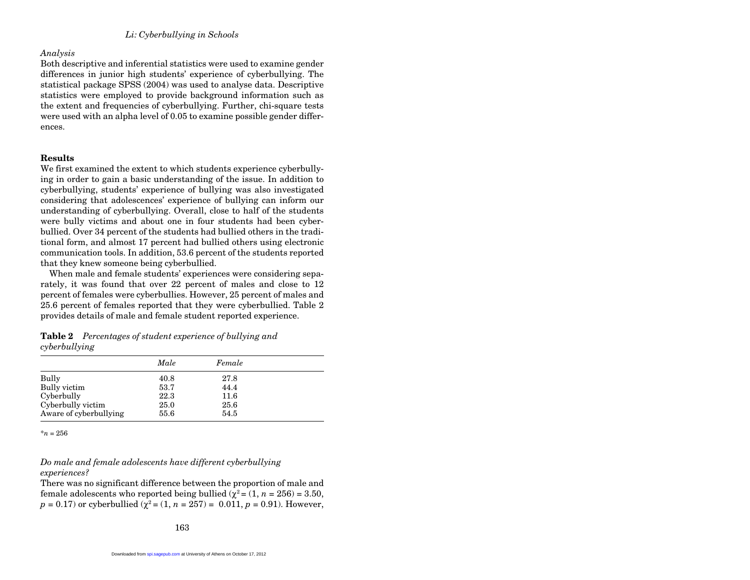### *Analysis*

Both descriptive and inferential statistics were used to examine gender differences in junior high students' experience of cyberbullying. The statistical package SPSS (2004) was used to analyse data. Descriptive statistics were employed to provide background information such as the extent and frequencies of cyberbullying. Further, chi-square tests were used with an alpha level of 0.05 to examine possible gender differences.

## Results

We first examined the extent to which students experience cyberbullying in order to gain a basic understanding of the issue. In addition to cyberbullying, students' experience of bullying was also investigated considering that adolescences' experience of bullying can inform our understanding of cyberbullying. Overall, close to half of the students were bully victims and about one in four students had been cyberbullied. Over 34 percent of the students had bullied others in the traditional form, and almost 17 percent had bullied others using electronic communication tools. In addition, 53.6 percent of the students reported that they knew someone being cyberbullied.

When male and female students' experiences were considering separately, it was found that over 22 percent of males and close to 12 percent of females were cyberbullies. However, 25 percent of males and 25.6 percent of females reported that they were cyberbullied. Table 2 provides details of male and female student reported experience.

**Table 2** *Percentages of student experience of bullying and cyberbullying*

| | *Male* | *Female* |
|---|---|---|
| Bully | 40.8 | 27.8 |
| Bully victim | 53.7 | 44.4 |
| Cyberbully | 22.3 | 11.6 |
| Cyberbully victim | 25.0 | 25.6 |
| Aware of cyberbullying | 55.6 | 54.5 |

$^{*}n = 256$

### *Do male and female adolescents have different cyberbullying experiences?*

There was no significant difference between the proportion of male and female adolescents who reported being bullied ($\chi^2 = (1, n = 256) = 3.50$, $p = 0.17$) or cyberbullied ($\chi^2 = (1, n = 257) = 0.011$, $p = 0.91$). However,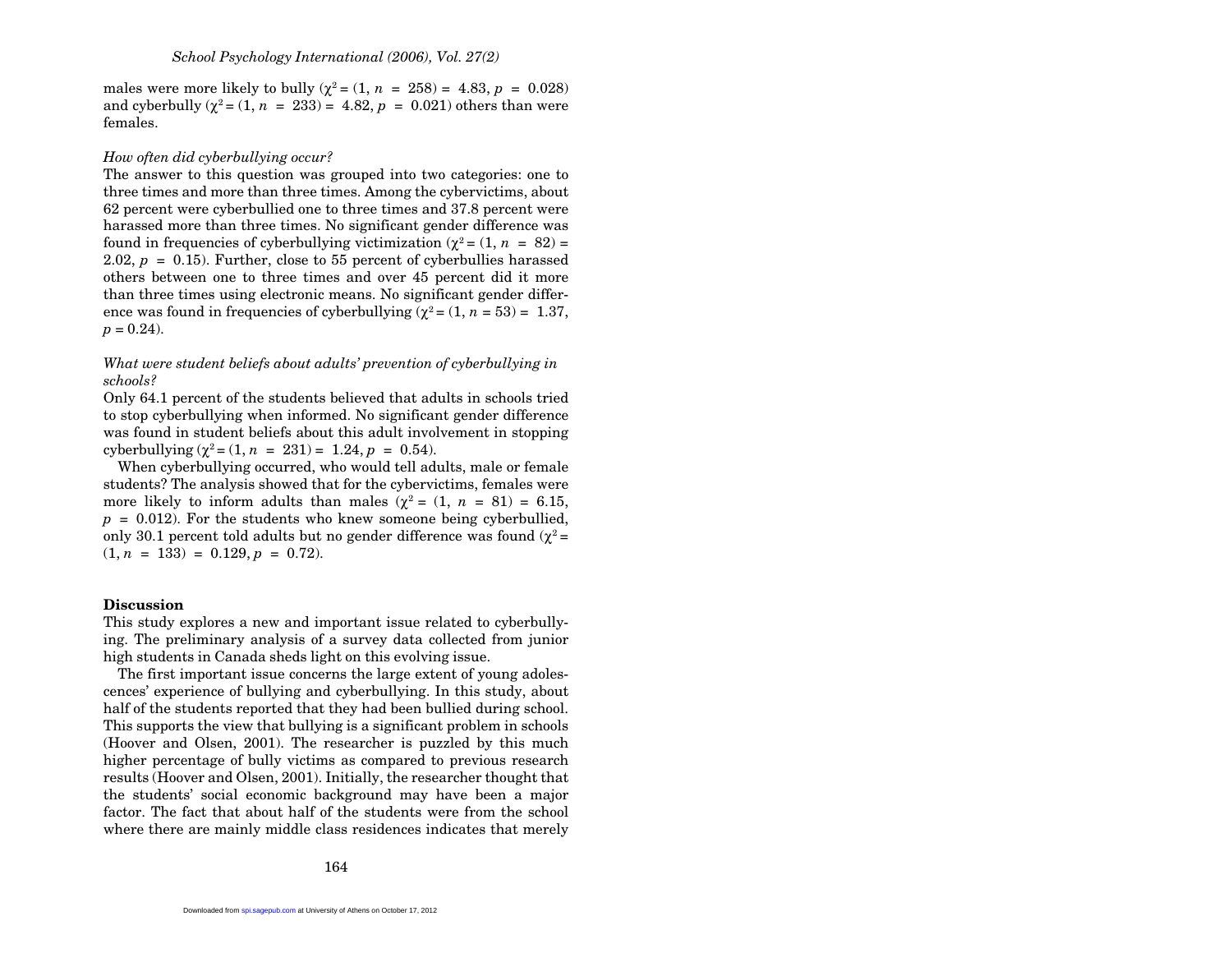males were more likely to bully ($\chi^2 = (1, n = 258) = 4.83, p = 0.028$) and cyberbully ($\chi^2 = (1, n = 233) = 4.82, p = 0.021$) others than were females.

*How often did cyberbullying occur?*

The answer to this question was grouped into two categories: one to three times and more than three times. Among the cybervictims, about 62 percent were cyberbullied one to three times and 37.8 percent were harassed more than three times. No significant gender difference was found in frequencies of cyberbullying victimization ($\chi^2 = (1, n = 82) = 2.02, p = 0.15$). Further, close to 55 percent of cyberbullies harassed others between one to three times and over 45 percent did it more than three times using electronic means. No significant gender difference was found in frequencies of cyberbullying ($\chi^2 = (1, n = 53) = 1.37, p = 0.24$).

*What were student beliefs about adults' prevention of cyberbullying in schools?*

Only 64.1 percent of the students believed that adults in schools tried to stop cyberbullying when informed. No significant gender difference was found in student beliefs about this adult involvement in stopping cyberbullying ($\chi^2 = (1, n = 231) = 1.24, p = 0.54$).

When cyberbullying occurred, who would tell adults, male or female students? The analysis showed that for the cybervictims, females were more likely to inform adults than males ($\chi^2 = (1, n = 81) = 6.15, p = 0.012$). For the students who knew someone being cyberbullied, only 30.1 percent told adults but no gender difference was found ($\chi^2 = (1, n = 133) = 0.129, p = 0.72$).

## Discussion

This study explores a new and important issue related to cyberbullying. The preliminary analysis of a survey data collected from junior high students in Canada sheds light on this evolving issue.

The first important issue concerns the large extent of young adolescences' experience of bullying and cyberbullying. In this study, about half of the students reported that they had been bullied during school. This supports the view that bullying is a significant problem in schools (Hoover and Olsen, 2001). The researcher is puzzled by this much higher percentage of bully victims as compared to previous research results (Hoover and Olsen, 2001). Initially, the researcher thought that the students' social economic background may have been a major factor. The fact that about half of the students were from the school where there are mainly middle class residences indicates that merely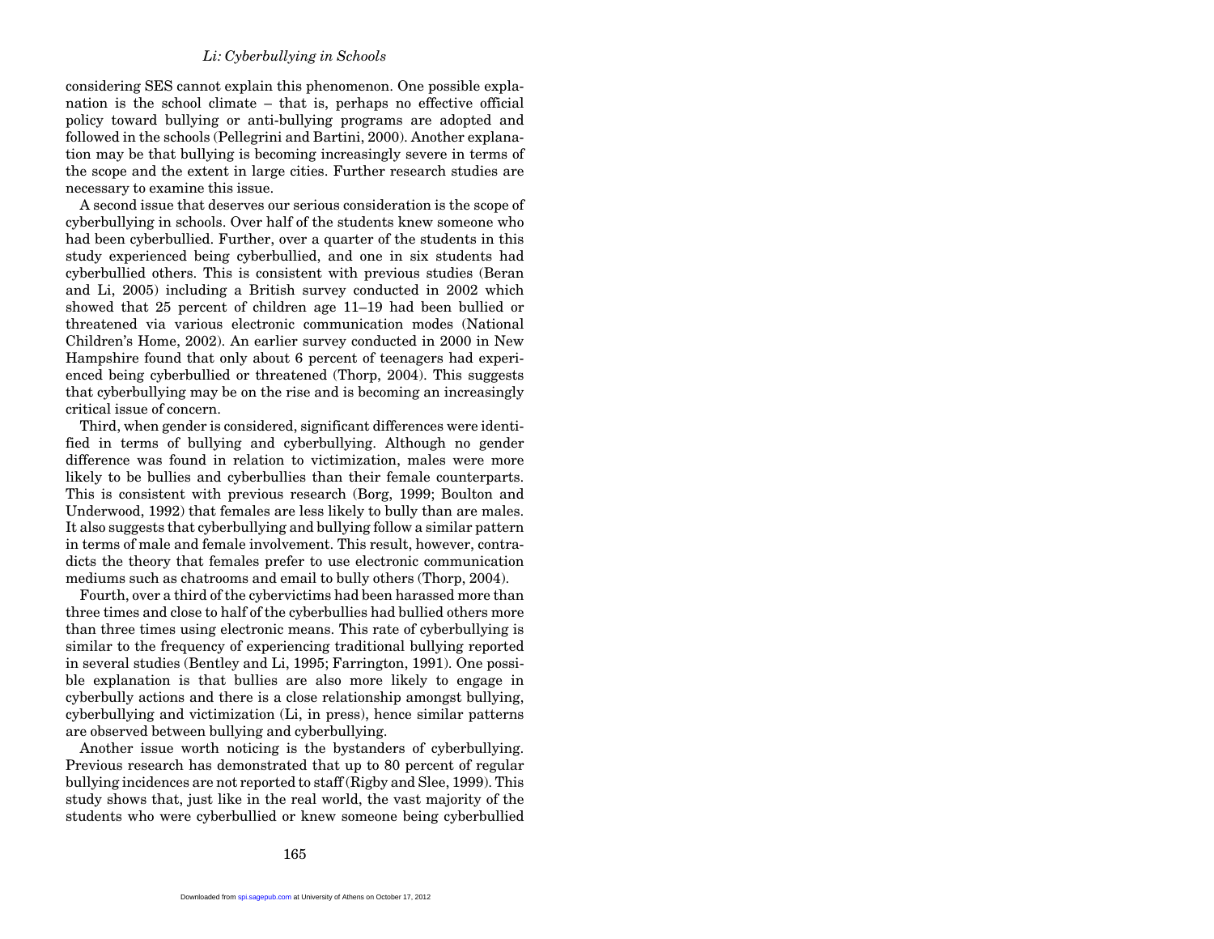considering SES cannot explain this phenomenon. One possible explanation is the school climate – that is, perhaps no effective official policy toward bullying or anti-bullying programs are adopted and followed in the schools (Pellegrini and Bartini, 2000). Another explanation may be that bullying is becoming increasingly severe in terms of the scope and the extent in large cities. Further research studies are necessary to examine this issue.

A second issue that deserves our serious consideration is the scope of cyberbullying in schools. Over half of the students knew someone who had been cyberbullied. Further, over a quarter of the students in this study experienced being cyberbullied, and one in six students had cyberbullied others. This is consistent with previous studies (Beran and Li, 2005) including a British survey conducted in 2002 which showed that 25 percent of children age 11–19 had been bullied or threatened via various electronic communication modes (National Children's Home, 2002). An earlier survey conducted in 2000 in New Hampshire found that only about 6 percent of teenagers had experienced being cyberbullied or threatened (Thorp, 2004). This suggests that cyberbullying may be on the rise and is becoming an increasingly critical issue of concern.

Third, when gender is considered, significant differences were identified in terms of bullying and cyberbullying. Although no gender difference was found in relation to victimization, males were more likely to be bullies and cyberbullies than their female counterparts. This is consistent with previous research (Borg, 1999; Boulton and Underwood, 1992) that females are less likely to bully than are males. It also suggests that cyberbullying and bullying follow a similar pattern in terms of male and female involvement. This result, however, contradicts the theory that females prefer to use electronic communication mediums such as chatrooms and email to bully others (Thorp, 2004).

Fourth, over a third of the cybervictims had been harassed more than three times and close to half of the cyberbullies had bullied others more than three times using electronic means. This rate of cyberbullying is similar to the frequency of experiencing traditional bullying reported in several studies (Bentley and Li, 1995; Farrington, 1991). One possible explanation is that bullies are also more likely to engage in cyberbully actions and there is a close relationship amongst bullying, cyberbullying and victimization (Li, in press), hence similar patterns are observed between bullying and cyberbullying.

Another issue worth noticing is the bystanders of cyberbullying. Previous research has demonstrated that up to 80 percent of regular bullying incidences are not reported to staff (Rigby and Slee, 1999). This study shows that, just like in the real world, the vast majority of the students who were cyberbullied or knew someone being cyberbullied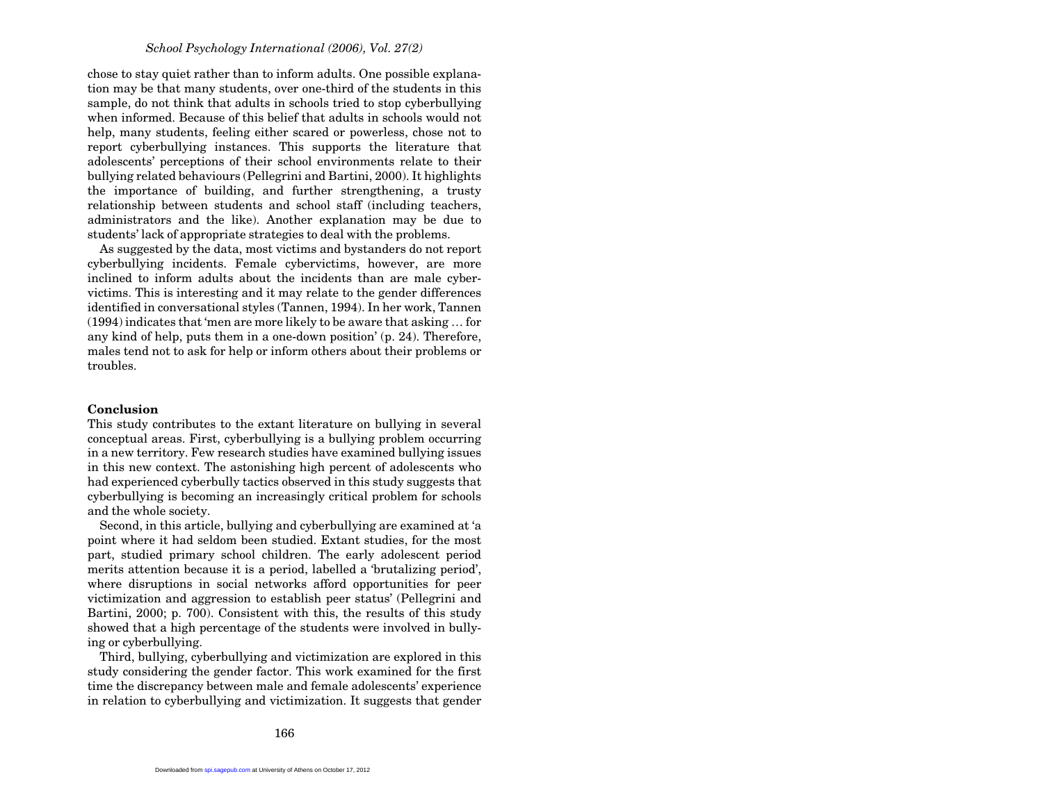chose to stay quiet rather than to inform adults. One possible explanation may be that many students, over one-third of the students in this sample, do not think that adults in schools tried to stop cyberbullying when informed. Because of this belief that adults in schools would not help, many students, feeling either scared or powerless, chose not to report cyberbullying instances. This supports the literature that adolescents' perceptions of their school environments relate to their bullying related behaviours (Pellegrini and Bartini, 2000). It highlights the importance of building, and further strengthening, a trusty relationship between students and school staff (including teachers, administrators and the like). Another explanation may be due to students' lack of appropriate strategies to deal with the problems.

As suggested by the data, most victims and bystanders do not report cyberbullying incidents. Female cybervictims, however, are more inclined to inform adults about the incidents than are male cybervictims. This is interesting and it may relate to the gender differences identified in conversational styles (Tannen, 1994). In her work, Tannen (1994) indicates that 'men are more likely to be aware that asking … for any kind of help, puts them in a one-down position' (p. 24). Therefore, males tend not to ask for help or inform others about their problems or troubles.

## Conclusion

This study contributes to the extant literature on bullying in several conceptual areas. First, cyberbullying is a bullying problem occurring in a new territory. Few research studies have examined bullying issues in this new context. The astonishing high percent of adolescents who had experienced cyberbully tactics observed in this study suggests that cyberbullying is becoming an increasingly critical problem for schools and the whole society.

Second, in this article, bullying and cyberbullying are examined at 'a point where it had seldom been studied. Extant studies, for the most part, studied primary school children. The early adolescent period merits attention because it is a period, labelled a 'brutalizing period', where disruptions in social networks afford opportunities for peer victimization and aggression to establish peer status' (Pellegrini and Bartini, 2000; p. 700). Consistent with this, the results of this study showed that a high percentage of the students were involved in bullying or cyberbullying.

Third, bullying, cyberbullying and victimization are explored in this study considering the gender factor. This work examined for the first time the discrepancy between male and female adolescents' experience in relation to cyberbullying and victimization. It suggests that gender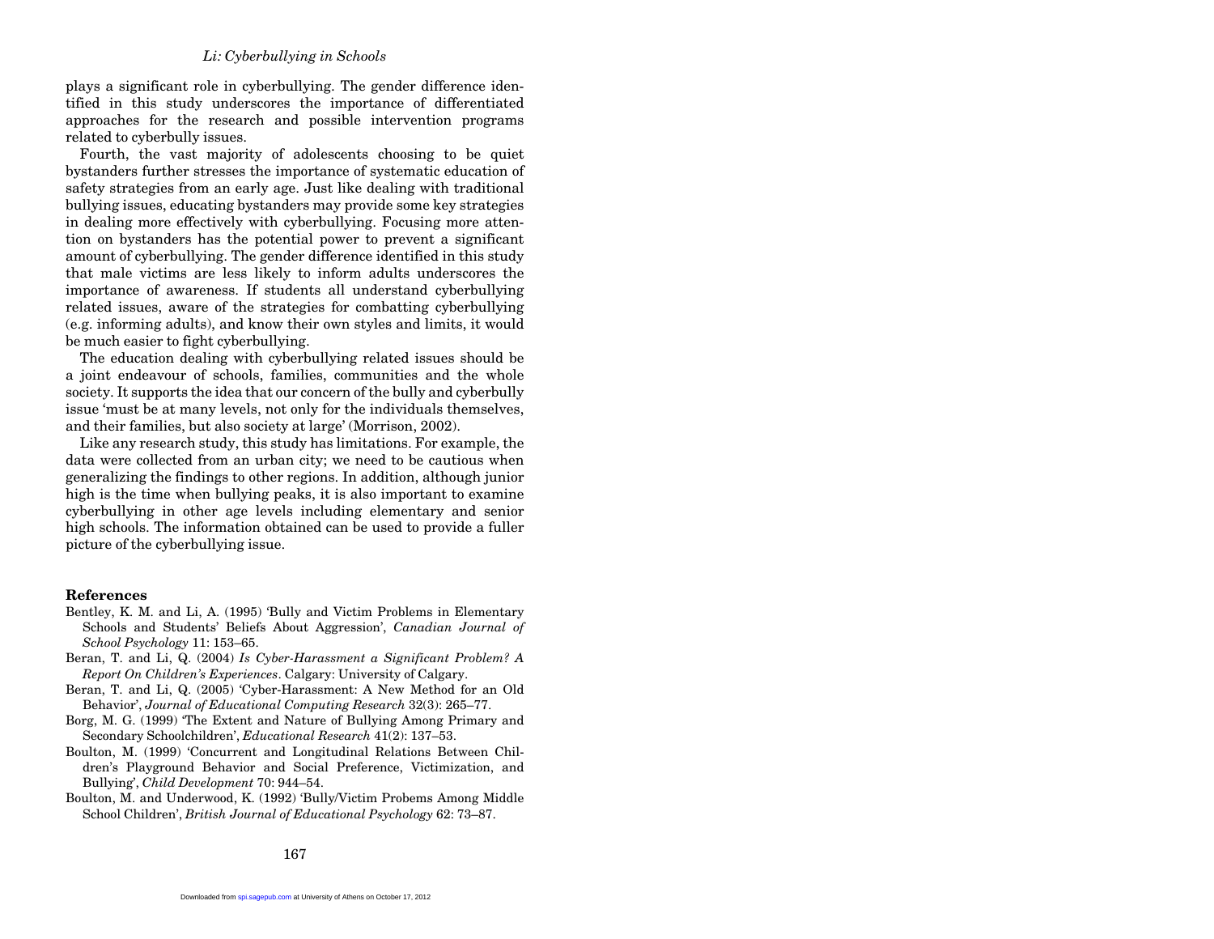plays a significant role in cyberbullying. The gender difference identified in this study underscores the importance of differentiated approaches for the research and possible intervention programs related to cyberbully issues.

Fourth, the vast majority of adolescents choosing to be quiet bystanders further stresses the importance of systematic education of safety strategies from an early age. Just like dealing with traditional bullying issues, educating bystanders may provide some key strategies in dealing more effectively with cyberbullying. Focusing more attention on bystanders has the potential power to prevent a significant amount of cyberbullying. The gender difference identified in this study that male victims are less likely to inform adults underscores the importance of awareness. If students all understand cyberbullying related issues, aware of the strategies for combatting cyberbullying (e.g. informing adults), and know their own styles and limits, it would be much easier to fight cyberbullying.

The education dealing with cyberbullying related issues should be a joint endeavour of schools, families, communities and the whole society. It supports the idea that our concern of the bully and cyberbully issue 'must be at many levels, not only for the individuals themselves, and their families, but also society at large' (Morrison, 2002).

Like any research study, this study has limitations. For example, the data were collected from an urban city; we need to be cautious when generalizing the findings to other regions. In addition, although junior high is the time when bullying peaks, it is also important to examine cyberbullying in other age levels including elementary and senior high schools. The information obtained can be used to provide a fuller picture of the cyberbullying issue.

## References

Bentley, K. M. and Li, A. (1995) 'Bully and Victim Problems in Elementary Schools and Students' Beliefs About Aggression', *Canadian Journal of School Psychology* 11: 153–65.

Beran, T. and Li, Q. (2004) *Is Cyber-Harassment a Significant Problem? A Report On Children's Experiences*. Calgary: University of Calgary.

Beran, T. and Li, Q. (2005) 'Cyber-Harassment: A New Method for an Old Behavior', *Journal of Educational Computing Research* 32(3): 265–77.

Borg, M. G. (1999) 'The Extent and Nature of Bullying Among Primary and Secondary Schoolchildren', *Educational Research* 41(2): 137–53.

Boulton, M. (1999) 'Concurrent and Longitudinal Relations Between Children's Playground Behavior and Social Preference, Victimization, and Bullying', *Child Development* 70: 944–54.

Boulton, M. and Underwood, K. (1992) 'Bully/Victim Probems Among Middle School Children', *British Journal of Educational Psychology* 62: 73–87.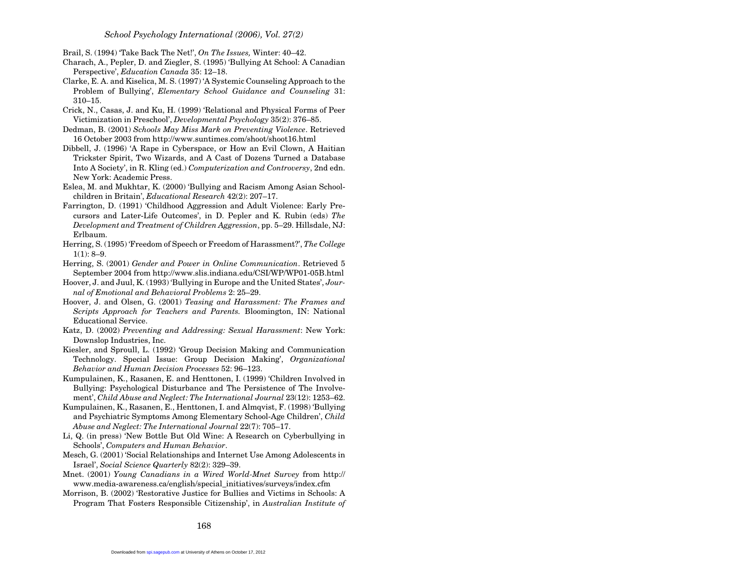Brail, S. (1994) 'Take Back The Net!', *On The Issues,* Winter: 40–42.

Charach, A., Pepler, D. and Ziegler, S. (1995) 'Bullying At School: A Canadian Perspective', *Education Canada* 35: 12–18.

Clarke, E. A. and Kiselica, M. S. (1997) 'A Systemic Counseling Approach to the Problem of Bullying', *Elementary School Guidance and Counseling* 31: 310–15.

Crick, N., Casas, J. and Ku, H. (1999) 'Relational and Physical Forms of Peer Victimization in Preschool', *Developmental Psychology* 35(2): 376–85.

Dedman, B. (2001) *Schools May Miss Mark on Preventing Violence*. Retrieved 16 October 2003 from http://www.suntimes.com/shoot/shoot16.html

Dibbell, J. (1996) 'A Rape in Cyberspace, or How an Evil Clown, A Haitian Trickster Spirit, Two Wizards, and A Cast of Dozens Turned a Database Into A Society', in R. Kling (ed.) *Computerization and Controversy*, 2nd edn. New York: Academic Press.

Eslea, M. and Mukhtar, K. (2000) 'Bullying and Racism Among Asian Schoolchildren in Britain', *Educational Research* 42(2): 207–17.

Farrington, D. (1991) 'Childhood Aggression and Adult Violence: Early Precursors and Later-Life Outcomes', in D. Pepler and K. Rubin (eds) *The Development and Treatment of Children Aggression*, pp. 5–29. Hillsdale, NJ: Erlbaum.

Herring, S. (1995) 'Freedom of Speech or Freedom of Harassment?', *The College* 1(1): 8–9.

Herring, S. (2001) *Gender and Power in Online Communication*. Retrieved 5 September 2004 from http://www.slis.indiana.edu/CSI/WP/WP01-05B.html

Hoover, J. and Juul, K. (1993) 'Bullying in Europe and the United States', *Journal of Emotional and Behavioral Problems* 2: 25–29.

Hoover, J. and Olsen, G. (2001) *Teasing and Harassment: The Frames and Scripts Approach for Teachers and Parents.* Bloomington, IN: National Educational Service.

Katz, D. (2002) *Preventing and Addressing: Sexual Harassment*: New York: Downslop Industries, Inc.

Kiesler, and Sproull, L. (1992) 'Group Decision Making and Communication Technology. Special Issue: Group Decision Making', *Organizational Behavior and Human Decision Processes* 52: 96–123.

Kumpulainen, K., Rasanen, E. and Henttonen, I. (1999) 'Children Involved in Bullying: Psychological Disturbance and The Persistence of The Involvement', *Child Abuse and Neglect: The International Journal* 23(12): 1253–62.

Kumpulainen, K., Rasanen, E., Henttonen, I. and Almqvist, F. (1998) 'Bullying and Psychiatric Symptoms Among Elementary School-Age Children', *Child Abuse and Neglect: The International Journal* 22(7): 705–17.

Li, Q. (in press) 'New Bottle But Old Wine: A Research on Cyberbullying in Schools', *Computers and Human Behavior*.

Mesch, G. (2001) 'Social Relationships and Internet Use Among Adolescents in Israel', *Social Science Quarterly* 82(2): 329–39.

Mnet. (2001) *Young Canadians in a Wired World-Mnet Survey* from http://www.media-awareness.ca/english/special_initiatives/surveys/index.cfm

Morrison, B. (2002) 'Restorative Justice for Bullies and Victims in Schools: A Program That Fosters Responsible Citizenship', in *Australian Institute of*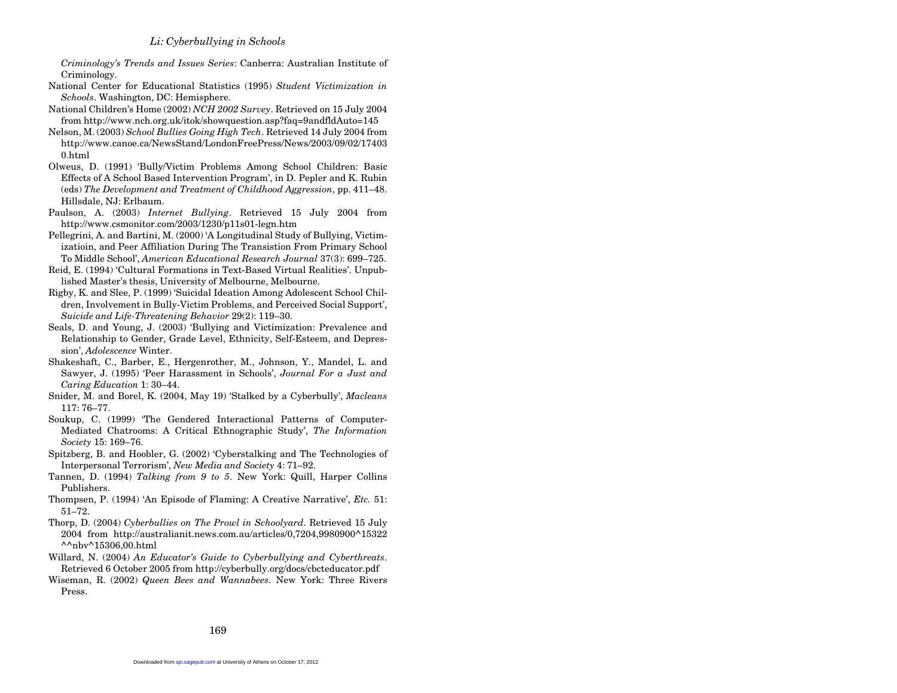*Criminology's Trends and Issues Series*: Canberra: Australian Institute of Criminology.

National Center for Educational Statistics (1995) *Student Victimization in Schools*. Washington, DC: Hemisphere.

National Children's Home (2002) *NCH 2002 Survey*. Retrieved on 15 July 2004 from http://www.nch.org.uk/itok/showquestion.asp?faq=9andfldAuto=145

Nelson, M. (2003) *School Bullies Going High Tech*. Retrieved 14 July 2004 from http://www.canoe.ca/NewsStand/LondonFreePress/News/2003/09/02/174030.html

Olweus, D. (1991) 'Bully/Victim Problems Among School Children: Basic Effects of A School Based Intervention Program', in D. Pepler and K. Rubin (eds) *The Development and Treatment of Childhood Aggression*, pp. 411–48. Hillsdale, NJ: Erlbaum.

Paulson, A. (2003) *Internet Bullying*. Retrieved 15 July 2004 from http://www.csmonitor.com/2003/1230/p11s01-legn.htm

Pellegrini, A. and Bartini, M. (2000) 'A Longitudinal Study of Bullying, Victimizatioin, and Peer Affiliation During The Transistion From Primary School To Middle School', *American Educational Research Journal* 37(3): 699–725.

Reid, E. (1994) 'Cultural Formations in Text-Based Virtual Realities'. Unpublished Master's thesis, University of Melbourne, Melbourne.

Rigby, K. and Slee, P. (1999) 'Suicidal Ideation Among Adolescent School Children, Involvement in Bully-Victim Problems, and Perceived Social Support', *Suicide and Life-Threatening Behavior* 29(2): 119–30.

Seals, D. and Young, J. (2003) 'Bullying and Victimization: Prevalence and Relationship to Gender, Grade Level, Ethnicity, Self-Esteem, and Depression', *Adolescence* Winter.

Shakeshaft, C., Barber, E., Hergenrother, M., Johnson, Y., Mandel, L. and Sawyer, J. (1995) 'Peer Harassment in Schools', *Journal For a Just and Caring Education* 1: 30–44.

Snider, M. and Borel, K. (2004, May 19) 'Stalked by a Cyberbully', *Macleans* 117: 76–77.

Soukup, C. (1999) 'The Gendered Interactional Patterns of Computer-Mediated Chatrooms: A Critical Ethnographic Study', *The Information Society* 15: 169–76.

Spitzberg, B. and Hoobler, G. (2002) 'Cyberstalking and The Technologies of Interpersonal Terrorism', *New Media and Society* 4: 71–92.

Tannen, D. (1994) *Talking from 9 to 5*. New York: Quill, Harper Collins Publishers.

Thompsen, P. (1994) 'An Episode of Flaming: A Creative Narrative', *Etc.* 51: 51–72.

Thorp, D. (2004) *Cyberbullies on The Prowl in Schoolyard*. Retrieved 15 July 2004 from http://australianit.news.com.au/articles/0,7204,9980900^15322^^nbv^15306,00.html

Willard, N. (2004) *An Educator's Guide to Cyberbullying and Cyberthreats*. Retrieved 6 October 2005 from http://cyberbully.org/docs/cbcteducator.pdf

Wiseman, R. (2002) *Queen Bees and Wannabees*. New York: Three Rivers Press.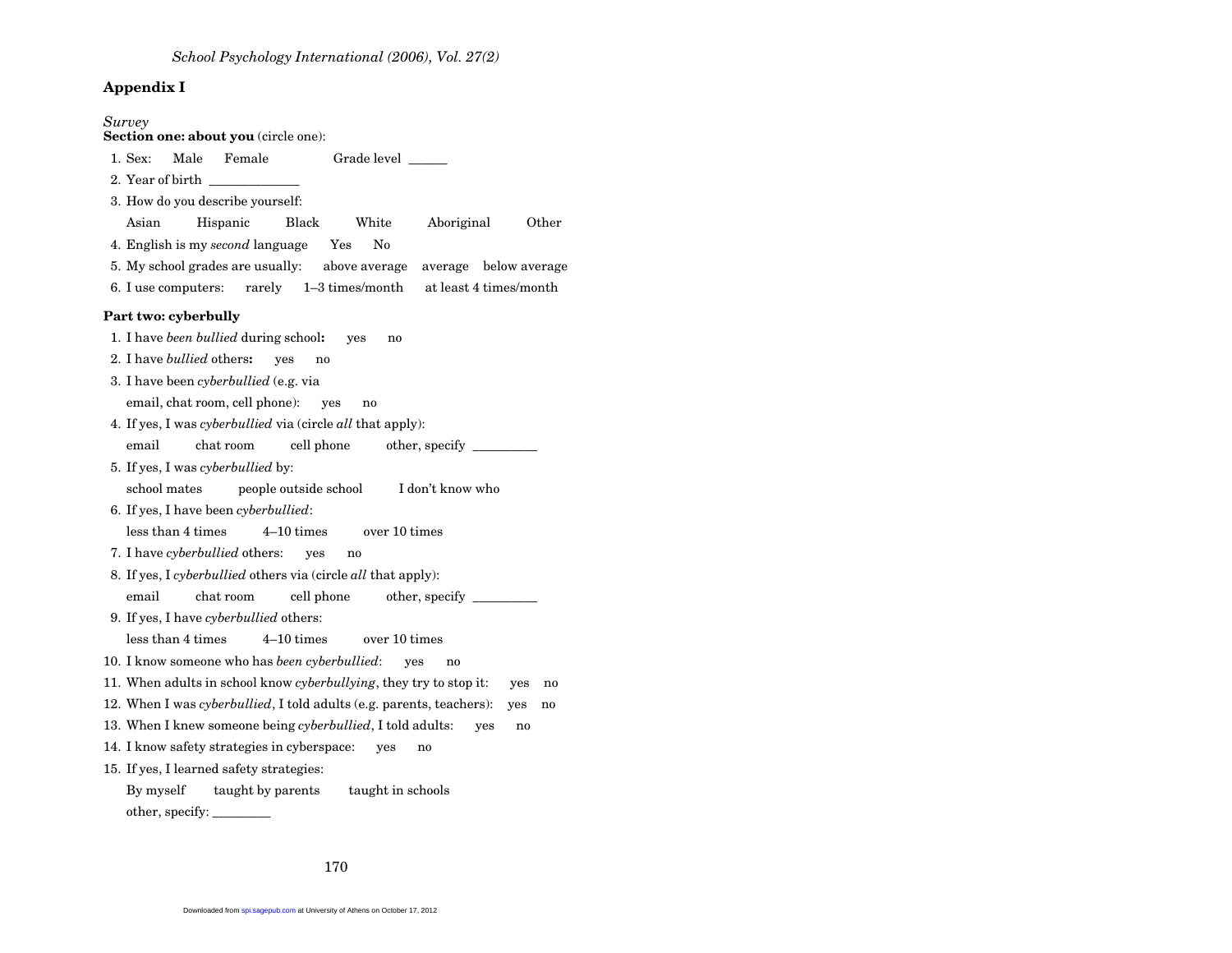## Appendix I

*Survey*

**Section one: about you** (circle one):

1. Sex: Male Female Grade level ______
2. Year of birth ______________
3. How do you describe yourself:

   Asian Hispanic Black White Aboriginal Other
4. English is my *second* language Yes No
5. My school grades are usually: above average average below average
6. I use computers: rarely 1–3 times/month at least 4 times/month

**Part two: cyberbully**

1. I have *been bullied* during school**:** yes no
2. I have *bullied* others**:** yes no
3. I have been *cyberbullied* (e.g. via email, chat room, cell phone): yes no
4. If yes, I was *cyberbullied* via (circle *all* that apply):

   email chat room cell phone other, specify __________
5. If yes, I was *cyberbullied* by:

   school mates people outside school I don't know who
6. If yes, I have been *cyberbullied*:

   less than 4 times 4–10 times over 10 times
7. I have *cyberbullied* others: yes no
8. If yes, I *cyberbullied* others via (circle *all* that apply):

   email chat room cell phone other, specify __________
9. If yes, I have *cyberbullied* others:

   less than 4 times 4–10 times over 10 times
10. I know someone who has *been cyberbullied*: yes no
11. When adults in school know *cyberbullying*, they try to stop it: yes no
12. When I was *cyberbullied*, I told adults (e.g. parents, teachers): yes no
13. When I knew someone being *cyberbullied*, I told adults: yes no
14. I know safety strategies in cyberspace: yes no
15. If yes, I learned safety strategies:

    By myself taught by parents taught in schools

    other, specify: _________